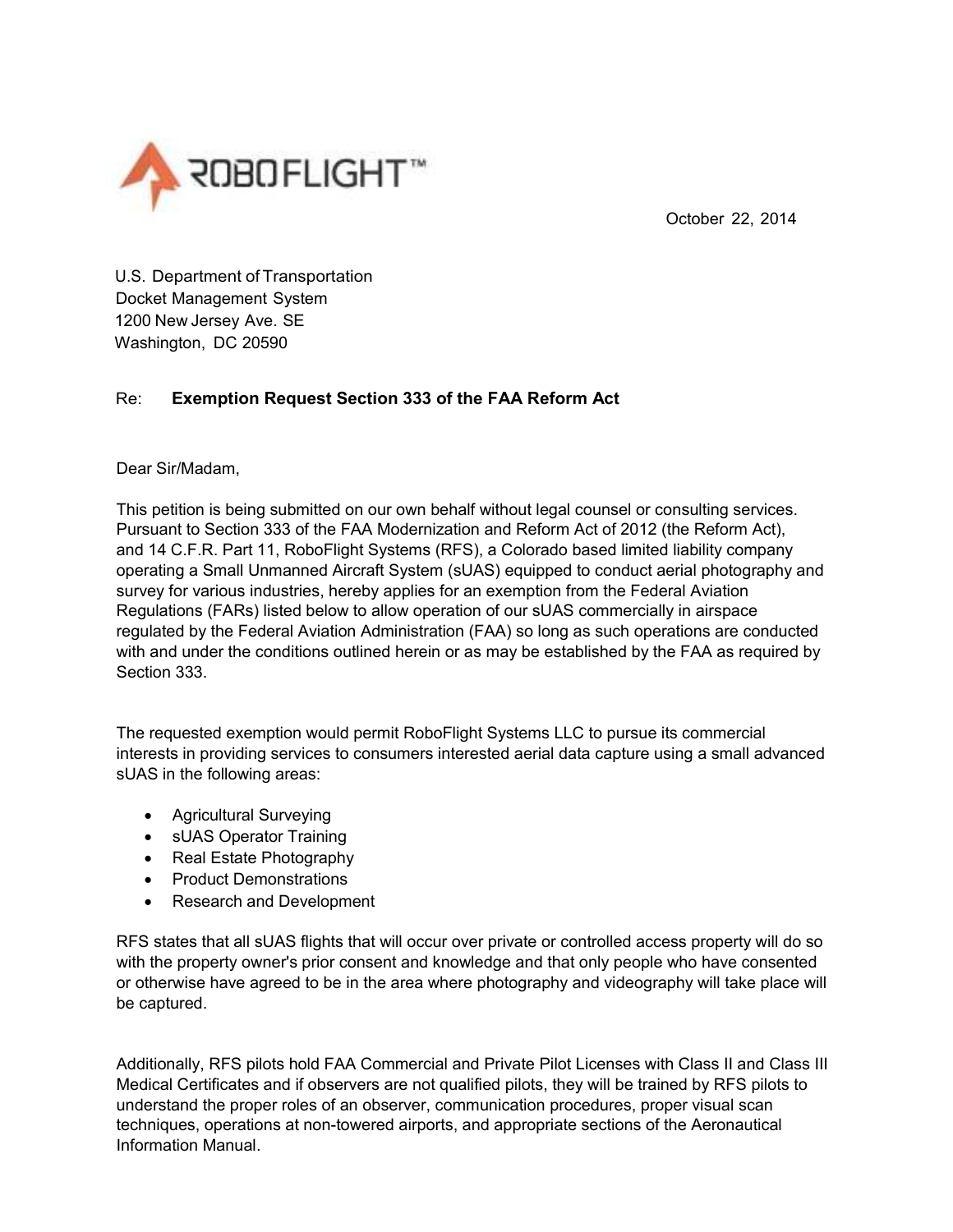ROBOFLIGHT™

October 22, 2014

U.S. Department of Transportation
Docket Management System
1200 New Jersey Ave. SE
Washington, DC 20590

Re: **Exemption Request Section 333 of the FAA Reform Act**

Dear Sir/Madam,

This petition is being submitted on our own behalf without legal counsel or consulting services. Pursuant to Section 333 of the FAA Modernization and Reform Act of 2012 (the Reform Act), and 14 C.F.R. Part 11, RoboFlight Systems (RFS), a Colorado based limited liability company operating a Small Unmanned Aircraft System (sUAS) equipped to conduct aerial photography and survey for various industries, hereby applies for an exemption from the Federal Aviation Regulations (FARs) listed below to allow operation of our sUAS commercially in airspace regulated by the Federal Aviation Administration (FAA) so long as such operations are conducted with and under the conditions outlined herein or as may be established by the FAA as required by Section 333.

The requested exemption would permit RoboFlight Systems LLC to pursue its commercial interests in providing services to consumers interested aerial data capture using a small advanced sUAS in the following areas:

- Agricultural Surveying
- sUAS Operator Training
- Real Estate Photography
- Product Demonstrations
- Research and Development

RFS states that all sUAS flights that will occur over private or controlled access property will do so with the property owner's prior consent and knowledge and that only people who have consented or otherwise have agreed to be in the area where photography and videography will take place will be captured.

Additionally, RFS pilots hold FAA Commercial and Private Pilot Licenses with Class II and Class III Medical Certificates and if observers are not qualified pilots, they will be trained by RFS pilots to understand the proper roles of an observer, communication procedures, proper visual scan techniques, operations at non-towered airports, and appropriate sections of the Aeronautical Information Manual.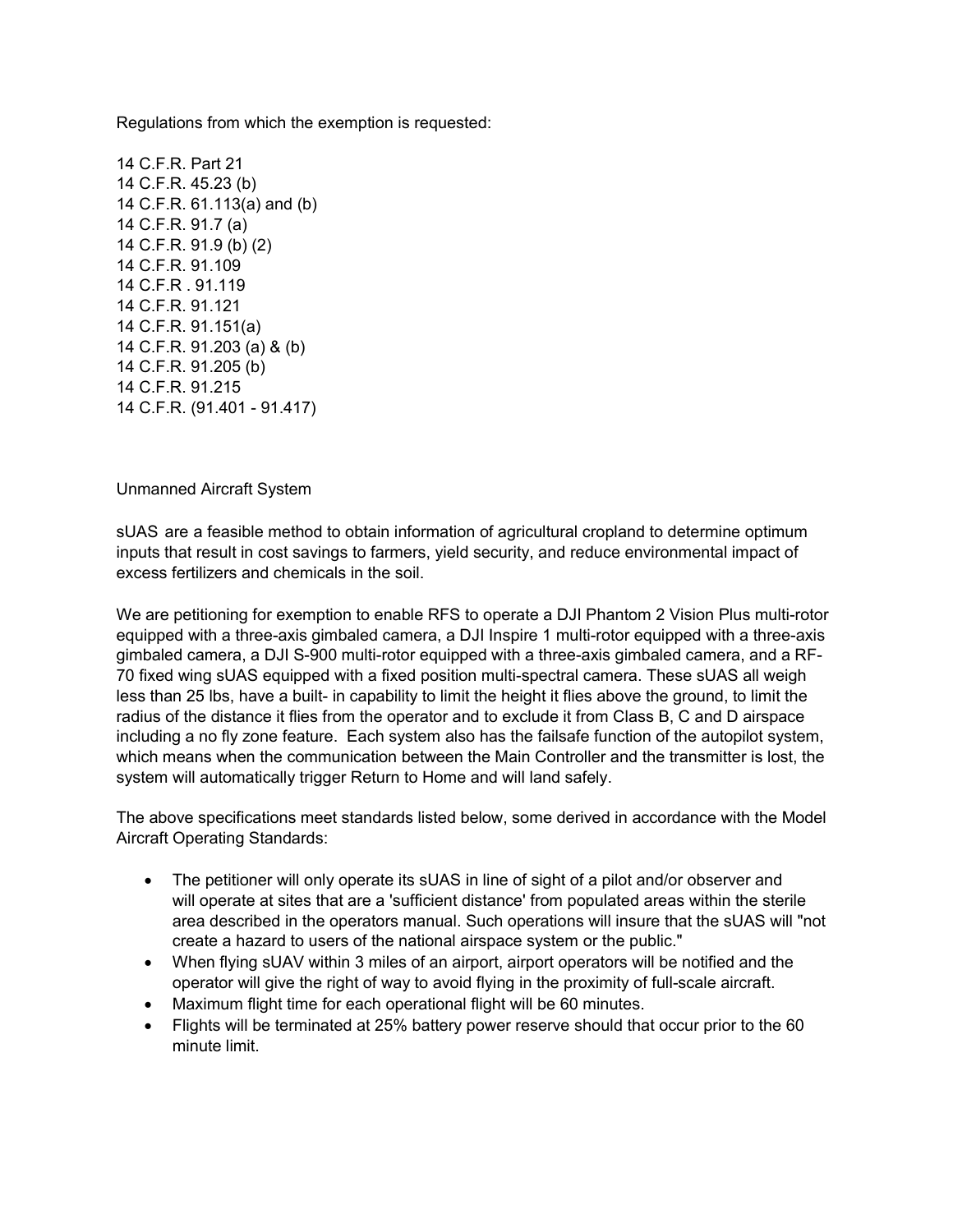Regulations from which the exemption is requested:

14 C.F.R. Part 21
14 C.F.R. 45.23 (b)
14 C.F.R. 61.113(a) and (b)
14 C.F.R. 91.7 (a)
14 C.F.R. 91.9 (b) (2)
14 C.F.R. 91.109
14 C.F.R . 91.119
14 C.F.R. 91.121
14 C.F.R. 91.151(a)
14 C.F.R. 91.203 (a) & (b)
14 C.F.R. 91.205 (b)
14 C.F.R. 91.215
14 C.F.R. (91.401 - 91.417)

Unmanned Aircraft System

sUAS are a feasible method to obtain information of agricultural cropland to determine optimum inputs that result in cost savings to farmers, yield security, and reduce environmental impact of excess fertilizers and chemicals in the soil.

We are petitioning for exemption to enable RFS to operate a DJI Phantom 2 Vision Plus multi-rotor equipped with a three-axis gimbaled camera, a DJI Inspire 1 multi-rotor equipped with a three-axis gimbaled camera, a DJI S-900 multi-rotor equipped with a three-axis gimbaled camera, and a RF-70 fixed wing sUAS equipped with a fixed position multi-spectral camera. These sUAS all weigh less than 25 lbs, have a built- in capability to limit the height it flies above the ground, to limit the radius of the distance it flies from the operator and to exclude it from Class B, C and D airspace including a no fly zone feature. Each system also has the failsafe function of the autopilot system, which means when the communication between the Main Controller and the transmitter is lost, the system will automatically trigger Return to Home and will land safely.

The above specifications meet standards listed below, some derived in accordance with the Model Aircraft Operating Standards:

- The petitioner will only operate its sUAS in line of sight of a pilot and/or observer and will operate at sites that are a 'sufficient distance' from populated areas within the sterile area described in the operators manual. Such operations will insure that the sUAS will "not create a hazard to users of the national airspace system or the public."
- When flying sUAV within 3 miles of an airport, airport operators will be notified and the operator will give the right of way to avoid flying in the proximity of full-scale aircraft.
- Maximum flight time for each operational flight will be 60 minutes.
- Flights will be terminated at 25% battery power reserve should that occur prior to the 60 minute limit.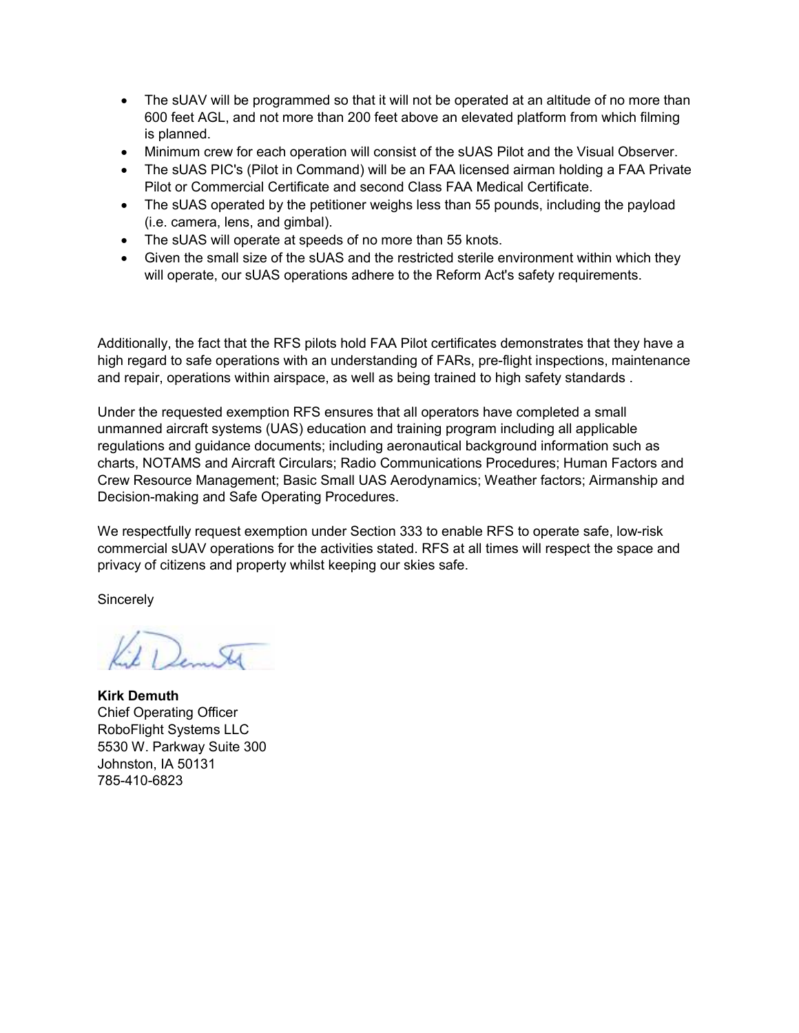- The sUAV will be programmed so that it will not be operated at an altitude of no more than 600 feet AGL, and not more than 200 feet above an elevated platform from which filming is planned.
- Minimum crew for each operation will consist of the sUAS Pilot and the Visual Observer.
- The sUAS PIC's (Pilot in Command) will be an FAA licensed airman holding a FAA Private Pilot or Commercial Certificate and second Class FAA Medical Certificate.
- The sUAS operated by the petitioner weighs less than 55 pounds, including the payload (i.e. camera, lens, and gimbal).
- The sUAS will operate at speeds of no more than 55 knots.
- Given the small size of the sUAS and the restricted sterile environment within which they will operate, our sUAS operations adhere to the Reform Act's safety requirements.

Additionally, the fact that the RFS pilots hold FAA Pilot certificates demonstrates that they have a high regard to safe operations with an understanding of FARs, pre-flight inspections, maintenance and repair, operations within airspace, as well as being trained to high safety standards .

Under the requested exemption RFS ensures that all operators have completed a small unmanned aircraft systems (UAS) education and training program including all applicable regulations and guidance documents; including aeronautical background information such as charts, NOTAMS and Aircraft Circulars; Radio Communications Procedures; Human Factors and Crew Resource Management; Basic Small UAS Aerodynamics; Weather factors; Airmanship and Decision-making and Safe Operating Procedures.

We respectfully request exemption under Section 333 to enable RFS to operate safe, low-risk commercial sUAV operations for the activities stated. RFS at all times will respect the space and privacy of citizens and property whilst keeping our skies safe.

Sincerely

**Kirk Demuth**
Chief Operating Officer
RoboFlight Systems LLC
5530 W. Parkway Suite 300
Johnston, IA 50131
785-410-6823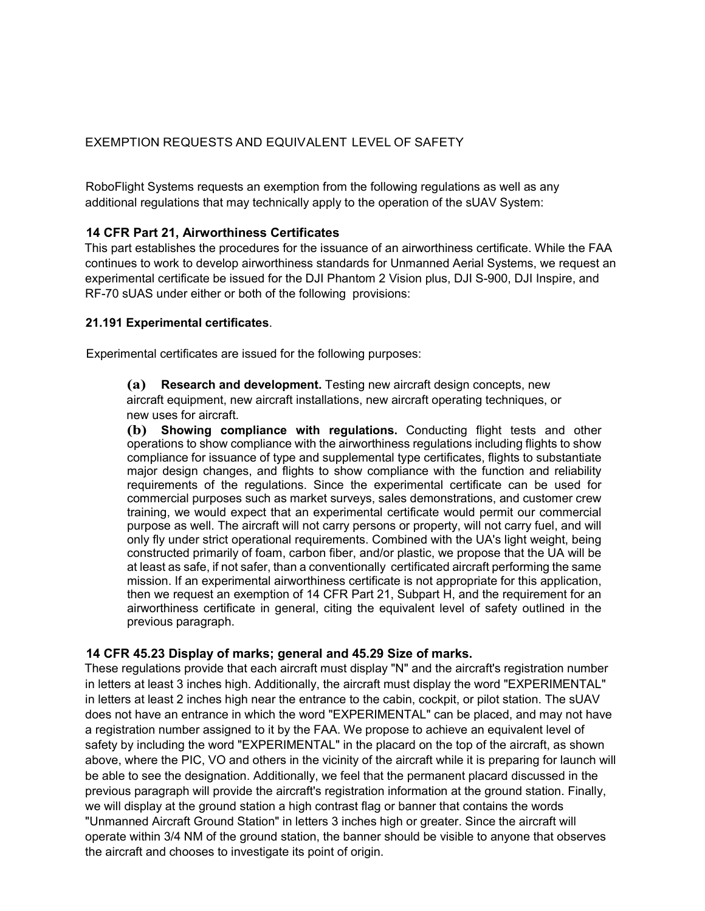## EXEMPTION REQUESTS AND EQUIVALENT LEVEL OF SAFETY

RoboFlight Systems requests an exemption from the following regulations as well as any additional regulations that may technically apply to the operation of the sUAV System:

### 14 CFR Part 21, Airworthiness Certificates

This part establishes the procedures for the issuance of an airworthiness certificate. While the FAA continues to work to develop airworthiness standards for Unmanned Aerial Systems, we request an experimental certificate be issued for the DJI Phantom 2 Vision plus, DJI S-900, DJI Inspire, and RF-70 sUAS under either or both of the following provisions:

### 21.191 Experimental certificates.

Experimental certificates are issued for the following purposes:

> **(a) Research and development.** Testing new aircraft design concepts, new aircraft equipment, new aircraft installations, new aircraft operating techniques, or new uses for aircraft.
>
> **(b) Showing compliance with regulations.** Conducting flight tests and other operations to show compliance with the airworthiness regulations including flights to show compliance for issuance of type and supplemental type certificates, flights to substantiate major design changes, and flights to show compliance with the function and reliability requirements of the regulations. Since the experimental certificate can be used for commercial purposes such as market surveys, sales demonstrations, and customer crew training, we would expect that an experimental certificate would permit our commercial purpose as well. The aircraft will not carry persons or property, will not carry fuel, and will only fly under strict operational requirements. Combined with the UA's light weight, being constructed primarily of foam, carbon fiber, and/or plastic, we propose that the UA will be at least as safe, if not safer, than a conventionally certificated aircraft performing the same mission. If an experimental airworthiness certificate is not appropriate for this application, then we request an exemption of 14 CFR Part 21, Subpart H, and the requirement for an airworthiness certificate in general, citing the equivalent level of safety outlined in the previous paragraph.

### 14 CFR 45.23 Display of marks; general and 45.29 Size of marks.

These regulations provide that each aircraft must display "N" and the aircraft's registration number in letters at least 3 inches high. Additionally, the aircraft must display the word "EXPERIMENTAL" in letters at least 2 inches high near the entrance to the cabin, cockpit, or pilot station. The sUAV does not have an entrance in which the word "EXPERIMENTAL" can be placed, and may not have a registration number assigned to it by the FAA. We propose to achieve an equivalent level of safety by including the word "EXPERIMENTAL" in the placard on the top of the aircraft, as shown above, where the PIC, VO and others in the vicinity of the aircraft while it is preparing for launch will be able to see the designation. Additionally, we feel that the permanent placard discussed in the previous paragraph will provide the aircraft's registration information at the ground station. Finally, we will display at the ground station a high contrast flag or banner that contains the words "Unmanned Aircraft Ground Station" in letters 3 inches high or greater. Since the aircraft will operate within 3/4 NM of the ground station, the banner should be visible to anyone that observes the aircraft and chooses to investigate its point of origin.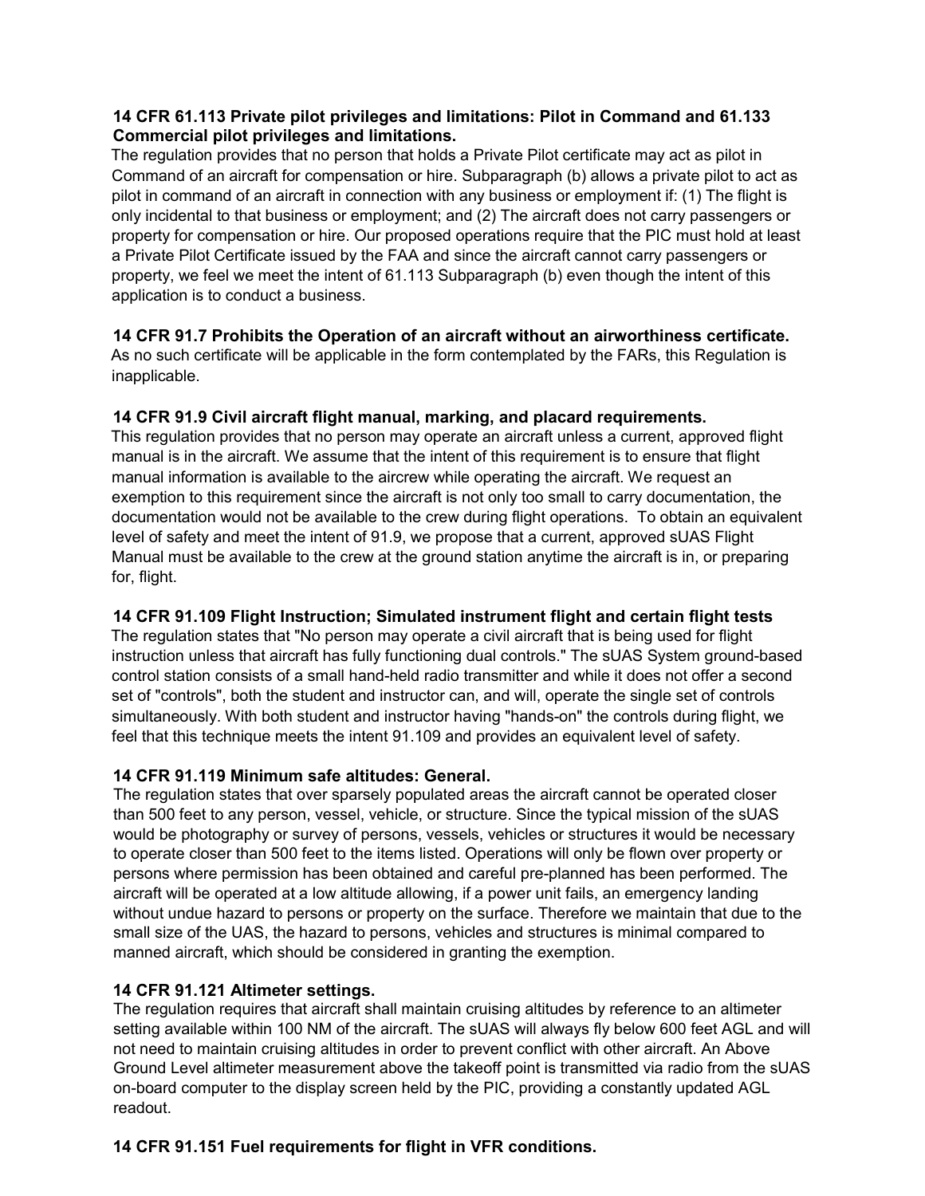**14 CFR 61.113 Private pilot privileges and limitations: Pilot in Command and 61.133 Commercial pilot privileges and limitations.**

The regulation provides that no person that holds a Private Pilot certificate may act as pilot in Command of an aircraft for compensation or hire. Subparagraph (b) allows a private pilot to act as pilot in command of an aircraft in connection with any business or employment if: (1) The flight is only incidental to that business or employment; and (2) The aircraft does not carry passengers or property for compensation or hire. Our proposed operations require that the PIC must hold at least a Private Pilot Certificate issued by the FAA and since the aircraft cannot carry passengers or property, we feel we meet the intent of 61.113 Subparagraph (b) even though the intent of this application is to conduct a business.

**14 CFR 91.7 Prohibits the Operation of an aircraft without an airworthiness certificate.**

As no such certificate will be applicable in the form contemplated by the FARs, this Regulation is inapplicable.

**14 CFR 91.9 Civil aircraft flight manual, marking, and placard requirements.**

This regulation provides that no person may operate an aircraft unless a current, approved flight manual is in the aircraft. We assume that the intent of this requirement is to ensure that flight manual information is available to the aircrew while operating the aircraft. We request an exemption to this requirement since the aircraft is not only too small to carry documentation, the documentation would not be available to the crew during flight operations. To obtain an equivalent level of safety and meet the intent of 91.9, we propose that a current, approved sUAS Flight Manual must be available to the crew at the ground station anytime the aircraft is in, or preparing for, flight.

**14 CFR 91.109 Flight Instruction; Simulated instrument flight and certain flight tests**

The regulation states that "No person may operate a civil aircraft that is being used for flight instruction unless that aircraft has fully functioning dual controls." The sUAS System ground-based control station consists of a small hand-held radio transmitter and while it does not offer a second set of "controls", both the student and instructor can, and will, operate the single set of controls simultaneously. With both student and instructor having "hands-on" the controls during flight, we feel that this technique meets the intent 91.109 and provides an equivalent level of safety.

**14 CFR 91.119 Minimum safe altitudes: General.**

The regulation states that over sparsely populated areas the aircraft cannot be operated closer than 500 feet to any person, vessel, vehicle, or structure. Since the typical mission of the sUAS would be photography or survey of persons, vessels, vehicles or structures it would be necessary to operate closer than 500 feet to the items listed. Operations will only be flown over property or persons where permission has been obtained and careful pre-planned has been performed. The aircraft will be operated at a low altitude allowing, if a power unit fails, an emergency landing without undue hazard to persons or property on the surface. Therefore we maintain that due to the small size of the UAS, the hazard to persons, vehicles and structures is minimal compared to manned aircraft, which should be considered in granting the exemption.

**14 CFR 91.121 Altimeter settings.**

The regulation requires that aircraft shall maintain cruising altitudes by reference to an altimeter setting available within 100 NM of the aircraft. The sUAS will always fly below 600 feet AGL and will not need to maintain cruising altitudes in order to prevent conflict with other aircraft. An Above Ground Level altimeter measurement above the takeoff point is transmitted via radio from the sUAS on-board computer to the display screen held by the PIC, providing a constantly updated AGL readout.

**14 CFR 91.151 Fuel requirements for flight in VFR conditions.**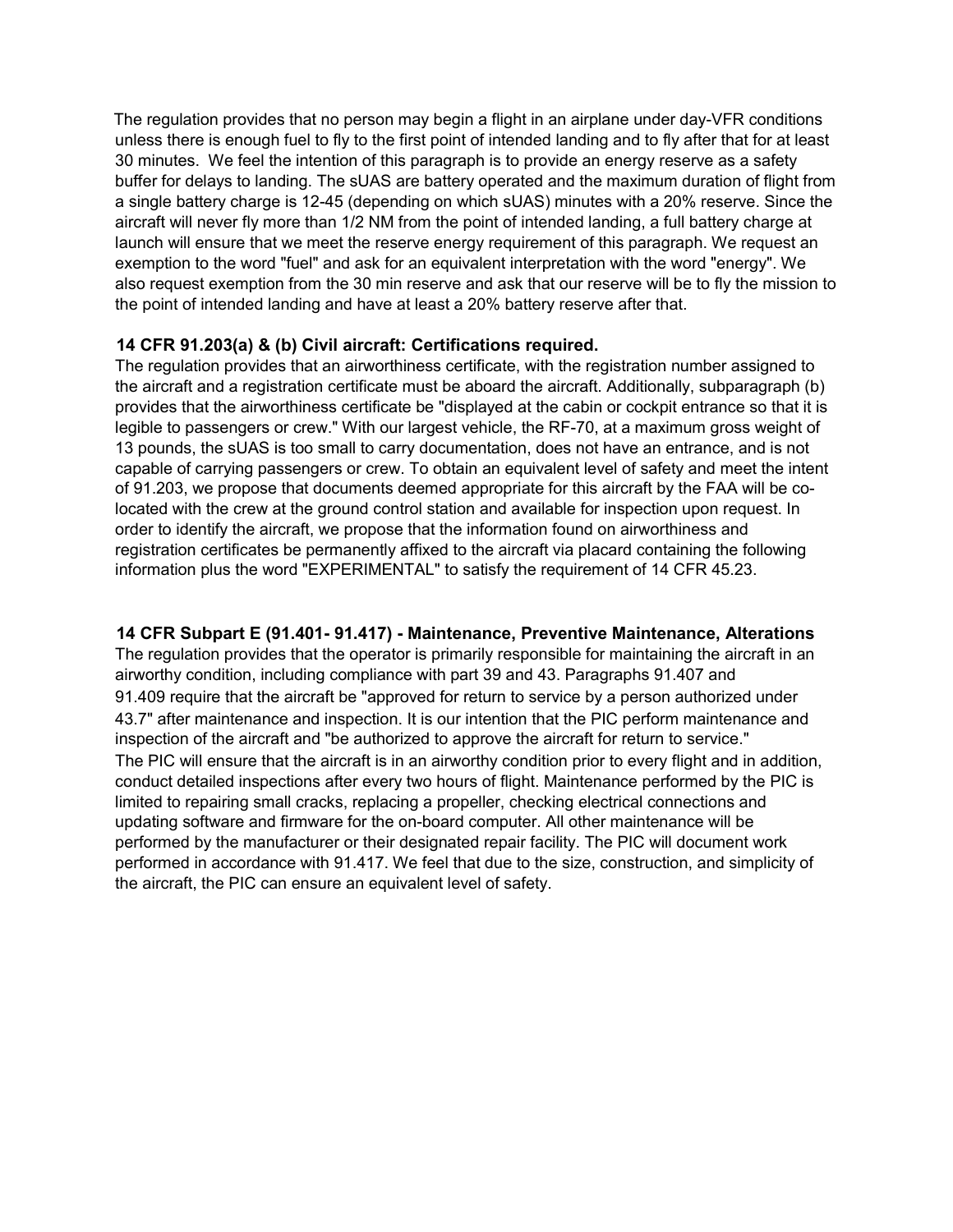The regulation provides that no person may begin a flight in an airplane under day-VFR conditions unless there is enough fuel to fly to the first point of intended landing and to fly after that for at least 30 minutes. We feel the intention of this paragraph is to provide an energy reserve as a safety buffer for delays to landing. The sUAS are battery operated and the maximum duration of flight from a single battery charge is 12-45 (depending on which sUAS) minutes with a 20% reserve. Since the aircraft will never fly more than 1/2 NM from the point of intended landing, a full battery charge at launch will ensure that we meet the reserve energy requirement of this paragraph. We request an exemption to the word "fuel" and ask for an equivalent interpretation with the word "energy". We also request exemption from the 30 min reserve and ask that our reserve will be to fly the mission to the point of intended landing and have at least a 20% battery reserve after that.

**14 CFR 91.203(a) & (b) Civil aircraft: Certifications required.**

The regulation provides that an airworthiness certificate, with the registration number assigned to the aircraft and a registration certificate must be aboard the aircraft. Additionally, subparagraph (b) provides that the airworthiness certificate be "displayed at the cabin or cockpit entrance so that it is legible to passengers or crew." With our largest vehicle, the RF-70, at a maximum gross weight of 13 pounds, the sUAS is too small to carry documentation, does not have an entrance, and is not capable of carrying passengers or crew. To obtain an equivalent level of safety and meet the intent of 91.203, we propose that documents deemed appropriate for this aircraft by the FAA will be co-located with the crew at the ground control station and available for inspection upon request. In order to identify the aircraft, we propose that the information found on airworthiness and registration certificates be permanently affixed to the aircraft via placard containing the following information plus the word "EXPERIMENTAL" to satisfy the requirement of 14 CFR 45.23.

**14 CFR Subpart E (91.401- 91.417) - Maintenance, Preventive Maintenance, Alterations**

The regulation provides that the operator is primarily responsible for maintaining the aircraft in an airworthy condition, including compliance with part 39 and 43. Paragraphs 91.407 and 91.409 require that the aircraft be "approved for return to service by a person authorized under 43.7" after maintenance and inspection. It is our intention that the PIC perform maintenance and inspection of the aircraft and "be authorized to approve the aircraft for return to service." The PIC will ensure that the aircraft is in an airworthy condition prior to every flight and in addition, conduct detailed inspections after every two hours of flight. Maintenance performed by the PIC is limited to repairing small cracks, replacing a propeller, checking electrical connections and updating software and firmware for the on-board computer. All other maintenance will be performed by the manufacturer or their designated repair facility. The PIC will document work performed in accordance with 91.417. We feel that due to the size, construction, and simplicity of the aircraft, the PIC can ensure an equivalent level of safety.